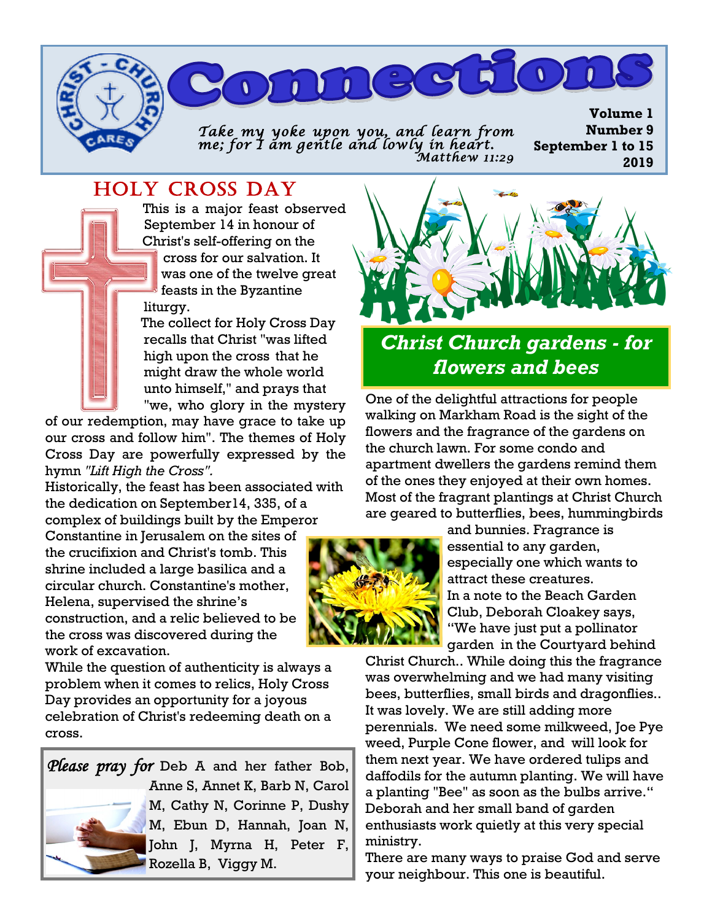# Connections

*Take my yoke upon you, and learn from me; for I am gentle and lowly in heart.*
*Matthew 11:29*

**Volume 1**
**Number 9**
**September 1 to 15**
**2019**

## HOLY CROSS DAY

This is a major feast observed September 14 in honour of Christ's self-offering on the cross for our salvation. It was one of the twelve great feasts in the Byzantine liturgy.

The collect for Holy Cross Day recalls that Christ "was lifted high upon the cross that he might draw the whole world unto himself," and prays that "we, who glory in the mystery of our redemption, may have grace to take up our cross and follow him". The themes of Holy Cross Day are powerfully expressed by the hymn *"Lift High the Cross".*

Historically, the feast has been associated with the dedication on September14, 335, of a complex of buildings built by the Emperor Constantine in Jerusalem on the sites of the crucifixion and Christ's tomb. This shrine included a large basilica and a circular church. Constantine's mother, Helena, supervised the shrine's construction, and a relic believed to be the cross was discovered during the work of excavation.

While the question of authenticity is always a problem when it comes to relics, Holy Cross Day provides an opportunity for a joyous celebration of Christ's redeeming death on a cross.

*Please pray for* Deb A and her father Bob, Anne S, Annet K, Barb N, Carol M, Cathy N, Corinne P, Dushy M, Ebun D, Hannah, Joan N, John J, Myrna H, Peter F, Rozella B, Viggy M.

## *Christ Church gardens - for flowers and bees*

One of the delightful attractions for people walking on Markham Road is the sight of the flowers and the fragrance of the gardens on the church lawn. For some condo and apartment dwellers the gardens remind them of the ones they enjoyed at their own homes. Most of the fragrant plantings at Christ Church are geared to butterflies, bees, hummingbirds and bunnies. Fragrance is essential to any garden, especially one which wants to attract these creatures.

In a note to the Beach Garden Club, Deborah Cloakey says, "We have just put a pollinator garden in the Courtyard behind Christ Church.. While doing this the fragrance was overwhelming and we had many visiting bees, butterflies, small birds and dragonflies.. It was lovely. We are still adding more perennials. We need some milkweed, Joe Pye weed, Purple Cone flower, and will look for them next year. We have ordered tulips and daffodils for the autumn planting. We will have a planting "Bee" as soon as the bulbs arrive."

Deborah and her small band of garden enthusiasts work quietly at this very special ministry.

There are many ways to praise God and serve your neighbour. This one is beautiful.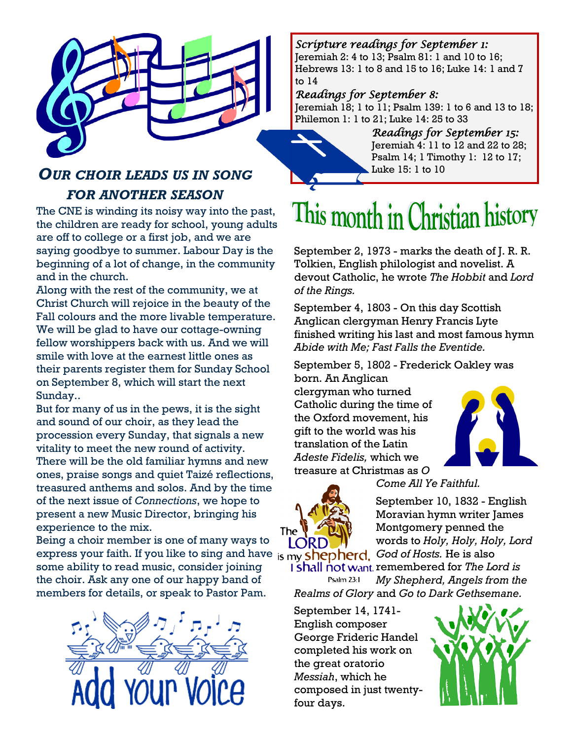## *OUR CHOIR LEADS US IN SONG FOR ANOTHER SEASON*

The CNE is winding its noisy way into the past, the children are ready for school, young adults are off to college or a first job, and we are saying goodbye to summer. Labour Day is the beginning of a lot of change, in the community and in the church.

Along with the rest of the community, we at Christ Church will rejoice in the beauty of the Fall colours and the more livable temperature. We will be glad to have our cottage-owning fellow worshippers back with us. And we will smile with love at the earnest little ones as their parents register them for Sunday School on September 8, which will start the next Sunday..

But for many of us in the pews, it is the sight and sound of our choir, as they lead the procession every Sunday, that signals a new vitality to meet the new round of activity. There will be the old familiar hymns and new ones, praise songs and quiet Taizé reflections, treasured anthems and solos. And by the time of the next issue of *Connections*, we hope to present a new Music Director, bringing his experience to the mix.

Being a choir member is one of many ways to express your faith. If you like to sing and have some ability to read music, consider joining the choir. Ask any one of our happy band of members for details, or speak to Pastor Pam.

Add your voice

*Scripture readings for September 1:*
Jeremiah 2: 4 to 13; Psalm 81: 1 and 10 to 16; Hebrews 13: 1 to 8 and 15 to 16; Luke 14: 1 and 7 to 14

*Readings for September 8:*
Jeremiah 18; 1 to 11; Psalm 139: 1 to 6 and 13 to 18; Philemon 1: 1 to 21; Luke 14: 25 to 33

*Readings for September 15:*
Jeremiah 4: 11 to 12 and 22 to 28; Psalm 14; 1 Timothy 1: 12 to 17; Luke 15: 1 to 10

# This month in Christian history

September 2, 1973 - marks the death of J. R. R. Tolkien, English philologist and novelist. A devout Catholic, he wrote *The Hobbit* and *Lord of the Rings.*

September 4, 1803 - On this day Scottish Anglican clergyman Henry Francis Lyte finished writing his last and most famous hymn *Abide with Me; Fast Falls the Eventide.*

September 5, 1802 - Frederick Oakley was born. An Anglican clergyman who turned Catholic during the time of the Oxford movement, his gift to the world was his translation of the Latin *Adeste Fidelis,* which we treasure at Christmas as *O Come All Ye Faithful.*

September 10, 1832 - English Moravian hymn writer James Montgomery penned the words to *Holy, Holy, Holy, Lord God of Hosts.* He is also remembered for *The Lord is My Shepherd, Angels from the Realms of Glory* and *Go to Dark Gethsemane.*

The LORD is my shepherd, I shall not want. Psalm 23:1

September 14, 1741- English composer George Frideric Handel completed his work on the great oratorio *Messiah*, which he composed in just twenty-four days.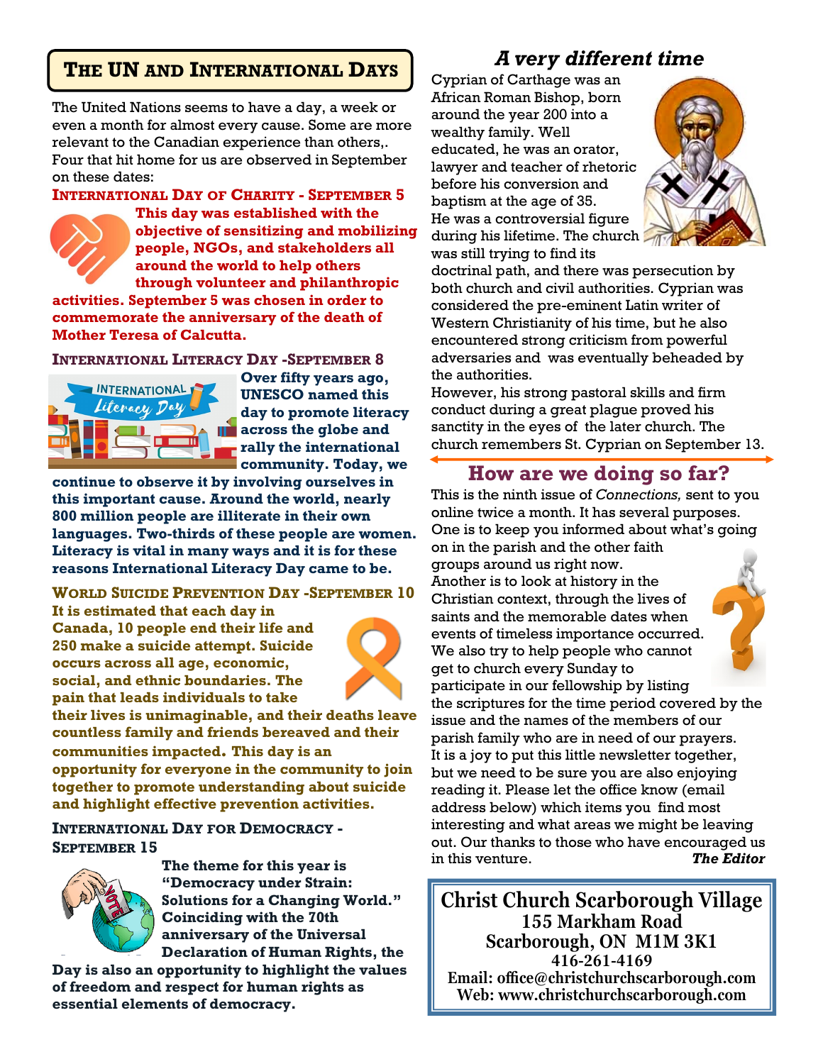## THE UN AND INTERNATIONAL DAYS

The United Nations seems to have a day, a week or even a month for almost every cause. Some are more relevant to the Canadian experience than others,. Four that hit home for us are observed in September on these dates:

### INTERNATIONAL DAY OF CHARITY - SEPTEMBER 5

**This day was established with the objective of sensitizing and mobilizing people, NGOs, and stakeholders all around the world to help others through volunteer and philanthropic activities. September 5 was chosen in order to commemorate the anniversary of the death of Mother Teresa of Calcutta.**

### INTERNATIONAL LITERACY DAY -SEPTEMBER 8

**Over fifty years ago, UNESCO named this day to promote literacy across the globe and rally the international community. Today, we continue to observe it by involving ourselves in this important cause. Around the world, nearly 800 million people are illiterate in their own languages. Two-thirds of these people are women. Literacy is vital in many ways and it is for these reasons International Literacy Day came to be.**

### WORLD SUICIDE PREVENTION DAY -SEPTEMBER 10

**It is estimated that each day in Canada, 10 people end their life and 250 make a suicide attempt. Suicide occurs across all age, economic, social, and ethnic boundaries. The pain that leads individuals to take their lives is unimaginable, and their deaths leave countless family and friends bereaved and their communities impacted. This day is an opportunity for everyone in the community to join together to promote understanding about suicide and highlight effective prevention activities.**

### INTERNATIONAL DAY FOR DEMOCRACY - SEPTEMBER 15

**The theme for this year is "Democracy under Strain: Solutions for a Changing World." Coinciding with the 70th anniversary of the Universal Declaration of Human Rights, the Day is also an opportunity to highlight the values of freedom and respect for human rights as essential elements of democracy.**

## *A very different time*

Cyprian of Carthage was an African Roman Bishop, born around the year 200 into a wealthy family. Well educated, he was an orator, lawyer and teacher of rhetoric before his conversion and baptism at the age of 35.

He was a controversial figure during his lifetime. The church was still trying to find its doctrinal path, and there was persecution by both church and civil authorities. Cyprian was considered the pre-eminent Latin writer of Western Christianity of his time, but he also encountered strong criticism from powerful adversaries and was eventually beheaded by the authorities.

However, his strong pastoral skills and firm conduct during a great plague proved his sanctity in the eyes of the later church. The church remembers St. Cyprian on September 13.

## How are we doing so far?

This is the ninth issue of *Connections,* sent to you online twice a month. It has several purposes. One is to keep you informed about what's going on in the parish and the other faith groups around us right now.

Another is to look at history in the Christian context, through the lives of saints and the memorable dates when events of timeless importance occurred.

We also try to help people who cannot get to church every Sunday to participate in our fellowship by listing the scriptures for the time period covered by the issue and the names of the members of our parish family who are in need of our prayers.

It is a joy to put this little newsletter together, but we need to be sure you are also enjoying reading it. Please let the office know (email address below) which items you find most interesting and what areas we might be leaving out. Our thanks to those who have encouraged us in this venture. ***The Editor***

**Christ Church Scarborough Village**
**155 Markham Road**
**Scarborough, ON M1M 3K1**
**416-261-4169**
**Email: office@christchurchscarborough.com**
**Web: www.christchurchscarborough.com**